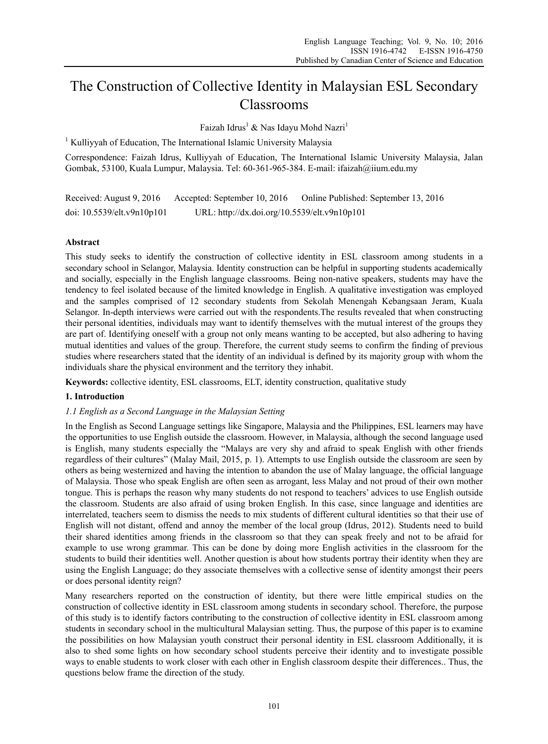# The Construction of Collective Identity in Malaysian ESL Secondary Classrooms

Faizah Idrus[1] & Nas Idayu Mohd Nazri[1]

[1] Kulliyyah of Education, The International Islamic University Malaysia

Correspondence: Faizah Idrus, Kulliyyah of Education, The International Islamic University Malaysia, Jalan Gombak, 53100, Kuala Lumpur, Malaysia. Tel: 60-361-965-384. E-mail: ifaizah@iium.edu.my

Received: August 9, 2016 Accepted: September 10, 2016 Online Published: September 13, 2016

doi: 10.5539/elt.v9n10p101 URL: http://dx.doi.org/10.5539/elt.v9n10p101

## Abstract

This study seeks to identify the construction of collective identity in ESL classroom among students in a secondary school in Selangor, Malaysia. Identity construction can be helpful in supporting students academically and socially, especially in the English language classrooms. Being non-native speakers, students may have the tendency to feel isolated because of the limited knowledge in English. A qualitative investigation was employed and the samples comprised of 12 secondary students from Sekolah Menengah Kebangsaan Jeram, Kuala Selangor. In-depth interviews were carried out with the respondents.The results revealed that when constructing their personal identities, individuals may want to identify themselves with the mutual interest of the groups they are part of. Identifying oneself with a group not only means wanting to be accepted, but also adhering to having mutual identities and values of the group. Therefore, the current study seems to confirm the finding of previous studies where researchers stated that the identity of an individual is defined by its majority group with whom the individuals share the physical environment and the territory they inhabit.

**Keywords:** collective identity, ESL classrooms, ELT, identity construction, qualitative study

## 1. Introduction

### *1.1 English as a Second Language in the Malaysian Setting*

In the English as Second Language settings like Singapore, Malaysia and the Philippines, ESL learners may have the opportunities to use English outside the classroom. However, in Malaysia, although the second language used is English, many students especially the "Malays are very shy and afraid to speak English with other friends regardless of their cultures" (Malay Mail, 2015, p. 1). Attempts to use English outside the classroom are seen by others as being westernized and having the intention to abandon the use of Malay language, the official language of Malaysia. Those who speak English are often seen as arrogant, less Malay and not proud of their own mother tongue. This is perhaps the reason why many students do not respond to teachers' advices to use English outside the classroom. Students are also afraid of using broken English. In this case, since language and identities are interrelated, teachers seem to dismiss the needs to mix students of different cultural identities so that their use of English will not distant, offend and annoy the member of the local group (Idrus, 2012). Students need to build their shared identities among friends in the classroom so that they can speak freely and not to be afraid for example to use wrong grammar. This can be done by doing more English activities in the classroom for the students to build their identities well. Another question is about how students portray their identity when they are using the English Language; do they associate themselves with a collective sense of identity amongst their peers or does personal identity reign?

Many researchers reported on the construction of identity, but there were little empirical studies on the construction of collective identity in ESL classroom among students in secondary school. Therefore, the purpose of this study is to identify factors contributing to the construction of collective identity in ESL classroom among students in secondary school in the multicultural Malaysian setting. Thus, the purpose of this paper is to examine the possibilities on how Malaysian youth construct their personal identity in ESL classroom Additionally, it is also to shed some lights on how secondary school students perceive their identity and to investigate possible ways to enable students to work closer with each other in English classroom despite their differences.. Thus, the questions below frame the direction of the study.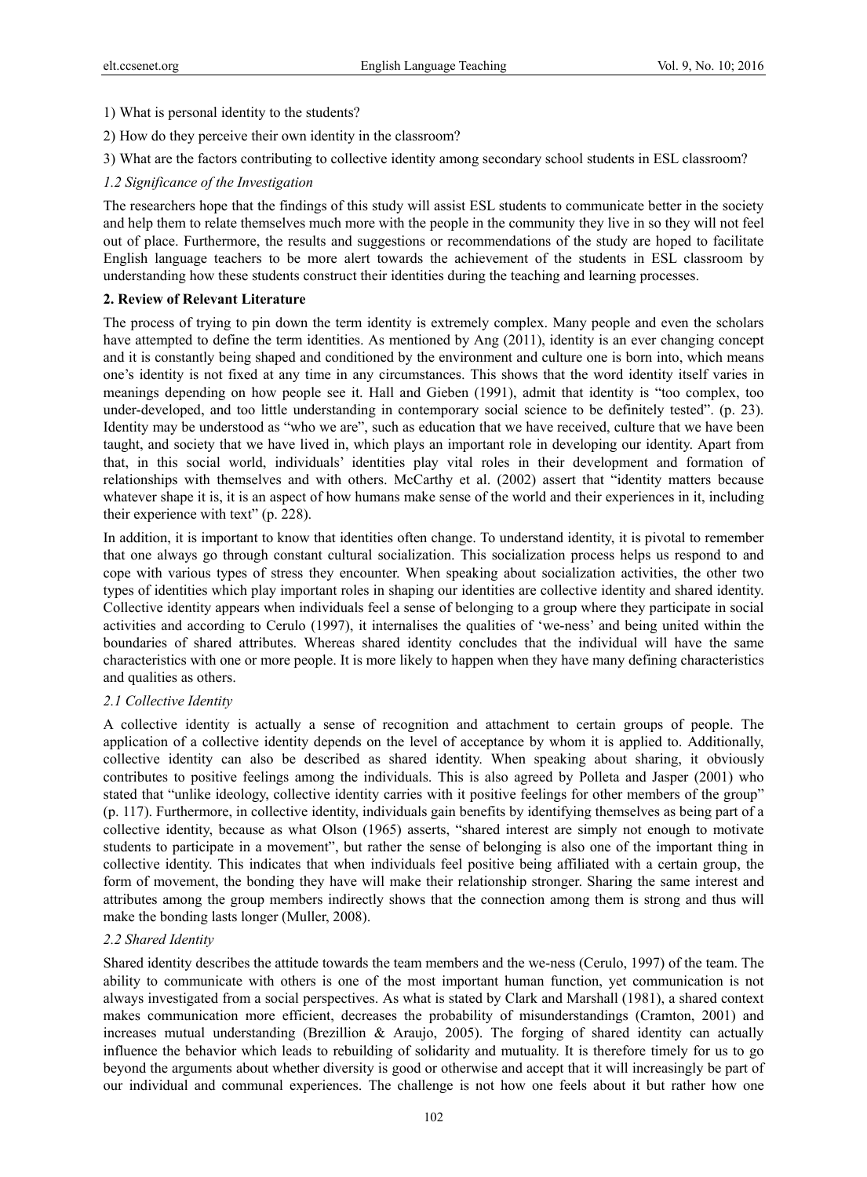1) What is personal identity to the students?

2) How do they perceive their own identity in the classroom?

3) What are the factors contributing to collective identity among secondary school students in ESL classroom?

### *1.2 Significance of the Investigation*

The researchers hope that the findings of this study will assist ESL students to communicate better in the society and help them to relate themselves much more with the people in the community they live in so they will not feel out of place. Furthermore, the results and suggestions or recommendations of the study are hoped to facilitate English language teachers to be more alert towards the achievement of the students in ESL classroom by understanding how these students construct their identities during the teaching and learning processes.

## **2. Review of Relevant Literature**

The process of trying to pin down the term identity is extremely complex. Many people and even the scholars have attempted to define the term identities. As mentioned by Ang (2011), identity is an ever changing concept and it is constantly being shaped and conditioned by the environment and culture one is born into, which means one's identity is not fixed at any time in any circumstances. This shows that the word identity itself varies in meanings depending on how people see it. Hall and Gieben (1991), admit that identity is "too complex, too under-developed, and too little understanding in contemporary social science to be definitely tested". (p. 23). Identity may be understood as "who we are", such as education that we have received, culture that we have been taught, and society that we have lived in, which plays an important role in developing our identity. Apart from that, in this social world, individuals' identities play vital roles in their development and formation of relationships with themselves and with others. McCarthy et al. (2002) assert that "identity matters because whatever shape it is, it is an aspect of how humans make sense of the world and their experiences in it, including their experience with text" (p. 228).

In addition, it is important to know that identities often change. To understand identity, it is pivotal to remember that one always go through constant cultural socialization. This socialization process helps us respond to and cope with various types of stress they encounter. When speaking about socialization activities, the other two types of identities which play important roles in shaping our identities are collective identity and shared identity. Collective identity appears when individuals feel a sense of belonging to a group where they participate in social activities and according to Cerulo (1997), it internalises the qualities of 'we-ness' and being united within the boundaries of shared attributes. Whereas shared identity concludes that the individual will have the same characteristics with one or more people. It is more likely to happen when they have many defining characteristics and qualities as others.

### *2.1 Collective Identity*

A collective identity is actually a sense of recognition and attachment to certain groups of people. The application of a collective identity depends on the level of acceptance by whom it is applied to. Additionally, collective identity can also be described as shared identity. When speaking about sharing, it obviously contributes to positive feelings among the individuals. This is also agreed by Polleta and Jasper (2001) who stated that "unlike ideology, collective identity carries with it positive feelings for other members of the group" (p. 117). Furthermore, in collective identity, individuals gain benefits by identifying themselves as being part of a collective identity, because as what Olson (1965) asserts, "shared interest are simply not enough to motivate students to participate in a movement", but rather the sense of belonging is also one of the important thing in collective identity. This indicates that when individuals feel positive being affiliated with a certain group, the form of movement, the bonding they have will make their relationship stronger. Sharing the same interest and attributes among the group members indirectly shows that the connection among them is strong and thus will make the bonding lasts longer (Muller, 2008).

### *2.2 Shared Identity*

Shared identity describes the attitude towards the team members and the we-ness (Cerulo, 1997) of the team. The ability to communicate with others is one of the most important human function, yet communication is not always investigated from a social perspectives. As what is stated by Clark and Marshall (1981), a shared context makes communication more efficient, decreases the probability of misunderstandings (Cramton, 2001) and increases mutual understanding (Brezillion & Araujo, 2005). The forging of shared identity can actually influence the behavior which leads to rebuilding of solidarity and mutuality. It is therefore timely for us to go beyond the arguments about whether diversity is good or otherwise and accept that it will increasingly be part of our individual and communal experiences. The challenge is not how one feels about it but rather how one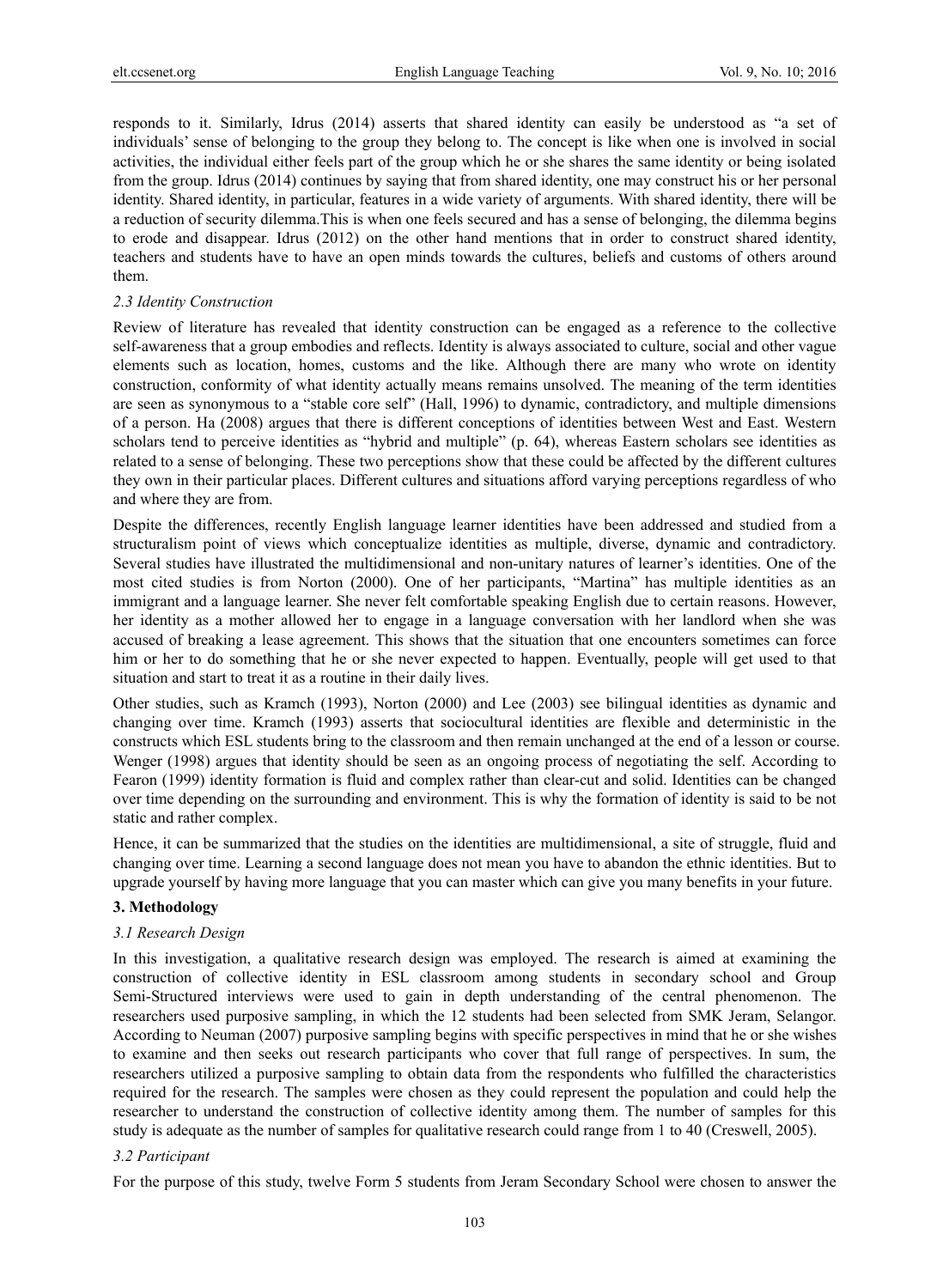responds to it. Similarly, Idrus (2014) asserts that shared identity can easily be understood as "a set of individuals' sense of belonging to the group they belong to. The concept is like when one is involved in social activities, the individual either feels part of the group which he or she shares the same identity or being isolated from the group. Idrus (2014) continues by saying that from shared identity, one may construct his or her personal identity. Shared identity, in particular, features in a wide variety of arguments. With shared identity, there will be a reduction of security dilemma.This is when one feels secured and has a sense of belonging, the dilemma begins to erode and disappear. Idrus (2012) on the other hand mentions that in order to construct shared identity, teachers and students have to have an open minds towards the cultures, beliefs and customs of others around them.

### *2.3 Identity Construction*

Review of literature has revealed that identity construction can be engaged as a reference to the collective self-awareness that a group embodies and reflects. Identity is always associated to culture, social and other vague elements such as location, homes, customs and the like. Although there are many who wrote on identity construction, conformity of what identity actually means remains unsolved. The meaning of the term identities are seen as synonymous to a "stable core self" (Hall, 1996) to dynamic, contradictory, and multiple dimensions of a person. Ha (2008) argues that there is different conceptions of identities between West and East. Western scholars tend to perceive identities as "hybrid and multiple" (p. 64), whereas Eastern scholars see identities as related to a sense of belonging. These two perceptions show that these could be affected by the different cultures they own in their particular places. Different cultures and situations afford varying perceptions regardless of who and where they are from.

Despite the differences, recently English language learner identities have been addressed and studied from a structuralism point of views which conceptualize identities as multiple, diverse, dynamic and contradictory. Several studies have illustrated the multidimensional and non-unitary natures of learner's identities. One of the most cited studies is from Norton (2000). One of her participants, "Martina" has multiple identities as an immigrant and a language learner. She never felt comfortable speaking English due to certain reasons. However, her identity as a mother allowed her to engage in a language conversation with her landlord when she was accused of breaking a lease agreement. This shows that the situation that one encounters sometimes can force him or her to do something that he or she never expected to happen. Eventually, people will get used to that situation and start to treat it as a routine in their daily lives.

Other studies, such as Kramch (1993), Norton (2000) and Lee (2003) see bilingual identities as dynamic and changing over time. Kramch (1993) asserts that sociocultural identities are flexible and deterministic in the constructs which ESL students bring to the classroom and then remain unchanged at the end of a lesson or course. Wenger (1998) argues that identity should be seen as an ongoing process of negotiating the self. According to Fearon (1999) identity formation is fluid and complex rather than clear-cut and solid. Identities can be changed over time depending on the surrounding and environment. This is why the formation of identity is said to be not static and rather complex.

Hence, it can be summarized that the studies on the identities are multidimensional, a site of struggle, fluid and changing over time. Learning a second language does not mean you have to abandon the ethnic identities. But to upgrade yourself by having more language that you can master which can give you many benefits in your future.

## 3. Methodology

### *3.1 Research Design*

In this investigation, a qualitative research design was employed. The research is aimed at examining the construction of collective identity in ESL classroom among students in secondary school and Group Semi-Structured interviews were used to gain in depth understanding of the central phenomenon. The researchers used purposive sampling, in which the 12 students had been selected from SMK Jeram, Selangor. According to Neuman (2007) purposive sampling begins with specific perspectives in mind that he or she wishes to examine and then seeks out research participants who cover that full range of perspectives. In sum, the researchers utilized a purposive sampling to obtain data from the respondents who fulfilled the characteristics required for the research. The samples were chosen as they could represent the population and could help the researcher to understand the construction of collective identity among them. The number of samples for this study is adequate as the number of samples for qualitative research could range from 1 to 40 (Creswell, 2005).

### *3.2 Participant*

For the purpose of this study, twelve Form 5 students from Jeram Secondary School were chosen to answer the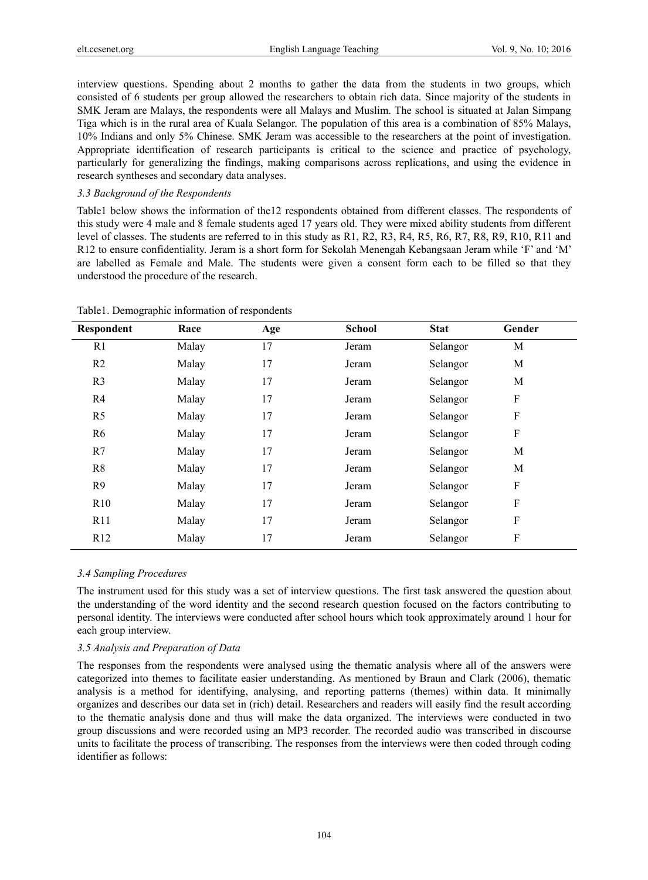interview questions. Spending about 2 months to gather the data from the students in two groups, which consisted of 6 students per group allowed the researchers to obtain rich data. Since majority of the students in SMK Jeram are Malays, the respondents were all Malays and Muslim. The school is situated at Jalan Simpang Tiga which is in the rural area of Kuala Selangor. The population of this area is a combination of 85% Malays, 10% Indians and only 5% Chinese. SMK Jeram was accessible to the researchers at the point of investigation. Appropriate identification of research participants is critical to the science and practice of psychology, particularly for generalizing the findings, making comparisons across replications, and using the evidence in research syntheses and secondary data analyses.

### *3.3 Background of the Respondents*

Table1 below shows the information of the12 respondents obtained from different classes. The respondents of this study were 4 male and 8 female students aged 17 years old. They were mixed ability students from different level of classes. The students are referred to in this study as R1, R2, R3, R4, R5, R6, R7, R8, R9, R10, R11 and R12 to ensure confidentiality. Jeram is a short form for Sekolah Menengah Kebangsaan Jeram while 'F' and 'M' are labelled as Female and Male. The students were given a consent form each to be filled so that they understood the procedure of the research.

Table1. Demographic information of respondents

| Respondent | Race | Age | School | Stat | Gender |
|---|---|---|---|---|---|
| R1 | Malay | 17 | Jeram | Selangor | M |
| R2 | Malay | 17 | Jeram | Selangor | M |
| R3 | Malay | 17 | Jeram | Selangor | M |
| R4 | Malay | 17 | Jeram | Selangor | F |
| R5 | Malay | 17 | Jeram | Selangor | F |
| R6 | Malay | 17 | Jeram | Selangor | F |
| R7 | Malay | 17 | Jeram | Selangor | M |
| R8 | Malay | 17 | Jeram | Selangor | M |
| R9 | Malay | 17 | Jeram | Selangor | F |
| R10 | Malay | 17 | Jeram | Selangor | F |
| R11 | Malay | 17 | Jeram | Selangor | F |
| R12 | Malay | 17 | Jeram | Selangor | F |

### *3.4 Sampling Procedures*

The instrument used for this study was a set of interview questions. The first task answered the question about the understanding of the word identity and the second research question focused on the factors contributing to personal identity. The interviews were conducted after school hours which took approximately around 1 hour for each group interview.

### *3.5 Analysis and Preparation of Data*

The responses from the respondents were analysed using the thematic analysis where all of the answers were categorized into themes to facilitate easier understanding. As mentioned by Braun and Clark (2006), thematic analysis is a method for identifying, analysing, and reporting patterns (themes) within data. It minimally organizes and describes our data set in (rich) detail. Researchers and readers will easily find the result according to the thematic analysis done and thus will make the data organized. The interviews were conducted in two group discussions and were recorded using an MP3 recorder. The recorded audio was transcribed in discourse units to facilitate the process of transcribing. The responses from the interviews were then coded through coding identifier as follows: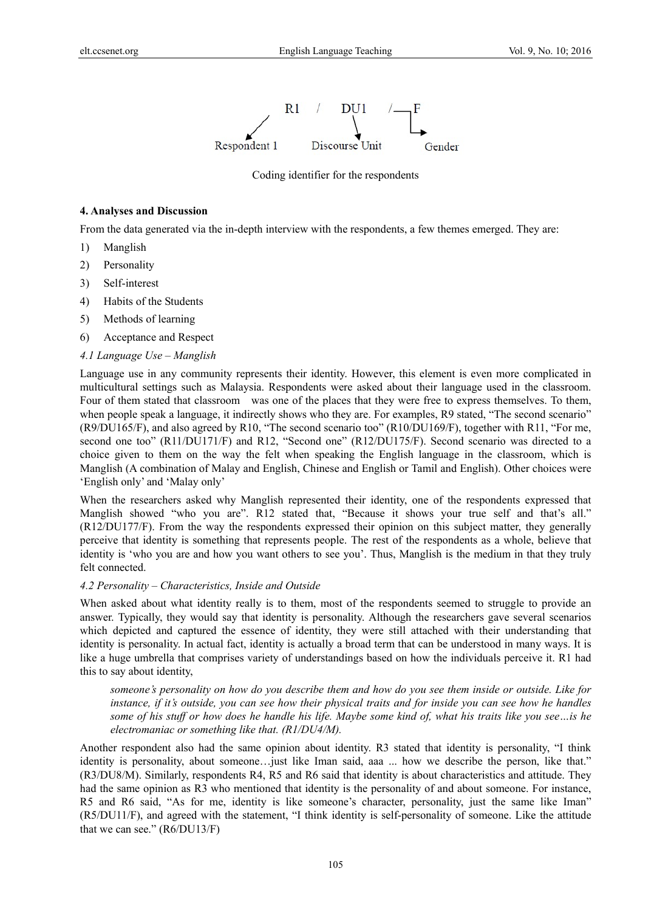R1 / DU1 / F

Respondent 1 — Discourse Unit — Gender

Coding identifier for the respondents

## 4. Analyses and Discussion

From the data generated via the in-depth interview with the respondents, a few themes emerged. They are:

1) Manglish
2) Personality
3) Self-interest
4) Habits of the Students
5) Methods of learning
6) Acceptance and Respect

### 4.1 Language Use – Manglish

Language use in any community represents their identity. However, this element is even more complicated in multicultural settings such as Malaysia. Respondents were asked about their language used in the classroom. Four of them stated that classroom was one of the places that they were free to express themselves. To them, when people speak a language, it indirectly shows who they are. For examples, R9 stated, "The second scenario" (R9/DU165/F), and also agreed by R10, "The second scenario too" (R10/DU169/F), together with R11, "For me, second one too" (R11/DU171/F) and R12, "Second one" (R12/DU175/F). Second scenario was directed to a choice given to them on the way the felt when speaking the English language in the classroom, which is Manglish (A combination of Malay and English, Chinese and English or Tamil and English). Other choices were 'English only' and 'Malay only'

When the researchers asked why Manglish represented their identity, one of the respondents expressed that Manglish showed "who you are". R12 stated that, "Because it shows your true self and that's all." (R12/DU177/F). From the way the respondents expressed their opinion on this subject matter, they generally perceive that identity is something that represents people. The rest of the respondents as a whole, believe that identity is 'who you are and how you want others to see you'. Thus, Manglish is the medium in that they truly felt connected.

### 4.2 Personality – Characteristics, Inside and Outside

When asked about what identity really is to them, most of the respondents seemed to struggle to provide an answer. Typically, they would say that identity is personality. Although the researchers gave several scenarios which depicted and captured the essence of identity, they were still attached with their understanding that identity is personality. In actual fact, identity is actually a broad term that can be understood in many ways. It is like a huge umbrella that comprises variety of understandings based on how the individuals perceive it. R1 had this to say about identity,

> *someone's personality on how do you describe them and how do you see them inside or outside. Like for instance, if it's outside, you can see how their physical traits and for inside you can see how he handles some of his stuff or how does he handle his life. Maybe some kind of, what his traits like you see…is he electromaniac or something like that. (R1/DU4/M).*

Another respondent also had the same opinion about identity. R3 stated that identity is personality, "I think identity is personality, about someone…just like Iman said, aaa ... how we describe the person, like that." (R3/DU8/M). Similarly, respondents R4, R5 and R6 said that identity is about characteristics and attitude. They had the same opinion as R3 who mentioned that identity is the personality of and about someone. For instance, R5 and R6 said, "As for me, identity is like someone's character, personality, just the same like Iman" (R5/DU11/F), and agreed with the statement, "I think identity is self-personality of someone. Like the attitude that we can see." (R6/DU13/F)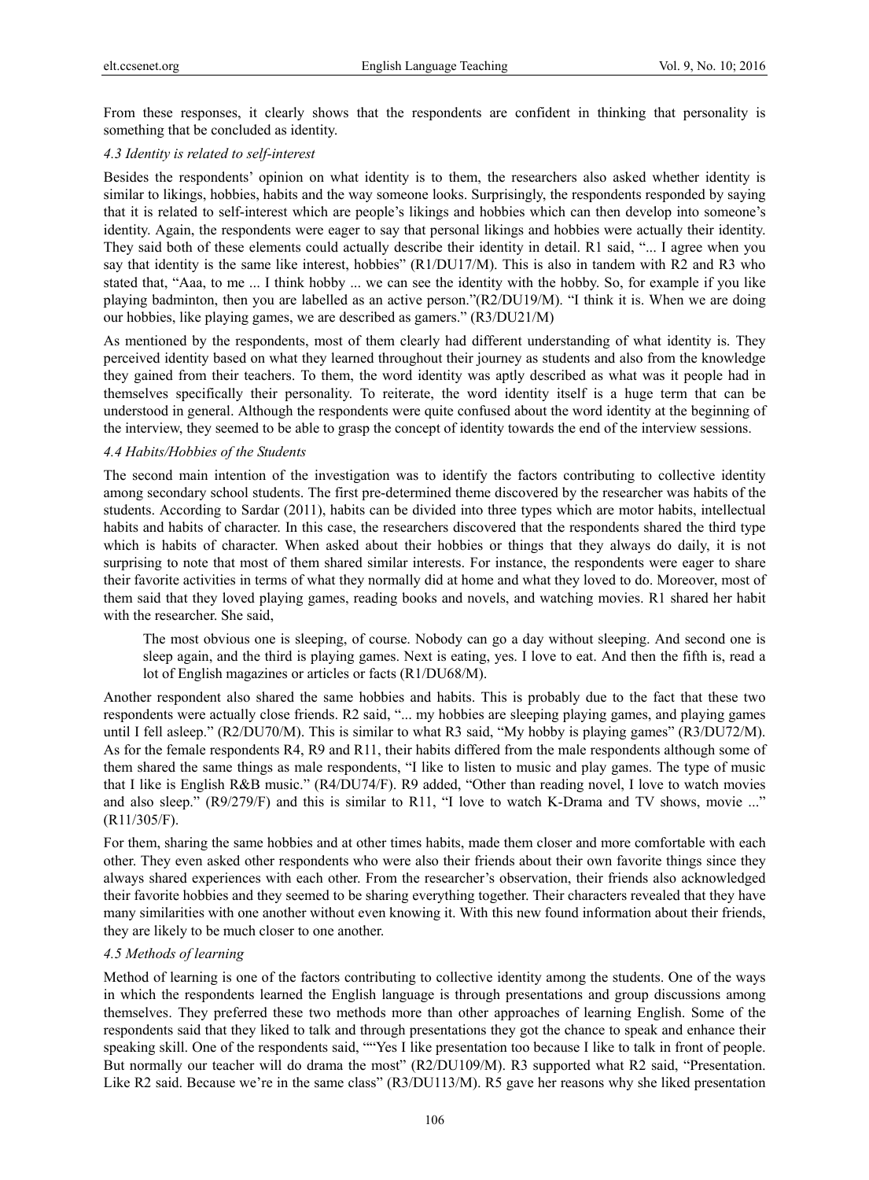From these responses, it clearly shows that the respondents are confident in thinking that personality is something that be concluded as identity.

### *4.3 Identity is related to self-interest*

Besides the respondents' opinion on what identity is to them, the researchers also asked whether identity is similar to likings, hobbies, habits and the way someone looks. Surprisingly, the respondents responded by saying that it is related to self-interest which are people's likings and hobbies which can then develop into someone's identity. Again, the respondents were eager to say that personal likings and hobbies were actually their identity. They said both of these elements could actually describe their identity in detail. R1 said, "... I agree when you say that identity is the same like interest, hobbies" (R1/DU17/M). This is also in tandem with R2 and R3 who stated that, "Aaa, to me ... I think hobby ... we can see the identity with the hobby. So, for example if you like playing badminton, then you are labelled as an active person."(R2/DU19/M). "I think it is. When we are doing our hobbies, like playing games, we are described as gamers." (R3/DU21/M)

As mentioned by the respondents, most of them clearly had different understanding of what identity is. They perceived identity based on what they learned throughout their journey as students and also from the knowledge they gained from their teachers. To them, the word identity was aptly described as what was it people had in themselves specifically their personality. To reiterate, the word identity itself is a huge term that can be understood in general. Although the respondents were quite confused about the word identity at the beginning of the interview, they seemed to be able to grasp the concept of identity towards the end of the interview sessions.

### *4.4 Habits/Hobbies of the Students*

The second main intention of the investigation was to identify the factors contributing to collective identity among secondary school students. The first pre-determined theme discovered by the researcher was habits of the students. According to Sardar (2011), habits can be divided into three types which are motor habits, intellectual habits and habits of character. In this case, the researchers discovered that the respondents shared the third type which is habits of character. When asked about their hobbies or things that they always do daily, it is not surprising to note that most of them shared similar interests. For instance, the respondents were eager to share their favorite activities in terms of what they normally did at home and what they loved to do. Moreover, most of them said that they loved playing games, reading books and novels, and watching movies. R1 shared her habit with the researcher. She said,

> The most obvious one is sleeping, of course. Nobody can go a day without sleeping. And second one is sleep again, and the third is playing games. Next is eating, yes. I love to eat. And then the fifth is, read a lot of English magazines or articles or facts (R1/DU68/M).

Another respondent also shared the same hobbies and habits. This is probably due to the fact that these two respondents were actually close friends. R2 said, "... my hobbies are sleeping playing games, and playing games until I fell asleep." (R2/DU70/M). This is similar to what R3 said, "My hobby is playing games" (R3/DU72/M). As for the female respondents R4, R9 and R11, their habits differed from the male respondents although some of them shared the same things as male respondents, "I like to listen to music and play games. The type of music that I like is English R&B music." (R4/DU74/F). R9 added, "Other than reading novel, I love to watch movies and also sleep." (R9/279/F) and this is similar to R11, "I love to watch K-Drama and TV shows, movie ..." (R11/305/F).

For them, sharing the same hobbies and at other times habits, made them closer and more comfortable with each other. They even asked other respondents who were also their friends about their own favorite things since they always shared experiences with each other. From the researcher's observation, their friends also acknowledged their favorite hobbies and they seemed to be sharing everything together. Their characters revealed that they have many similarities with one another without even knowing it. With this new found information about their friends, they are likely to be much closer to one another.

### *4.5 Methods of learning*

Method of learning is one of the factors contributing to collective identity among the students. One of the ways in which the respondents learned the English language is through presentations and group discussions among themselves. They preferred these two methods more than other approaches of learning English. Some of the respondents said that they liked to talk and through presentations they got the chance to speak and enhance their speaking skill. One of the respondents said, ""Yes I like presentation too because I like to talk in front of people. But normally our teacher will do drama the most" (R2/DU109/M). R3 supported what R2 said, "Presentation. Like R2 said. Because we're in the same class" (R3/DU113/M). R5 gave her reasons why she liked presentation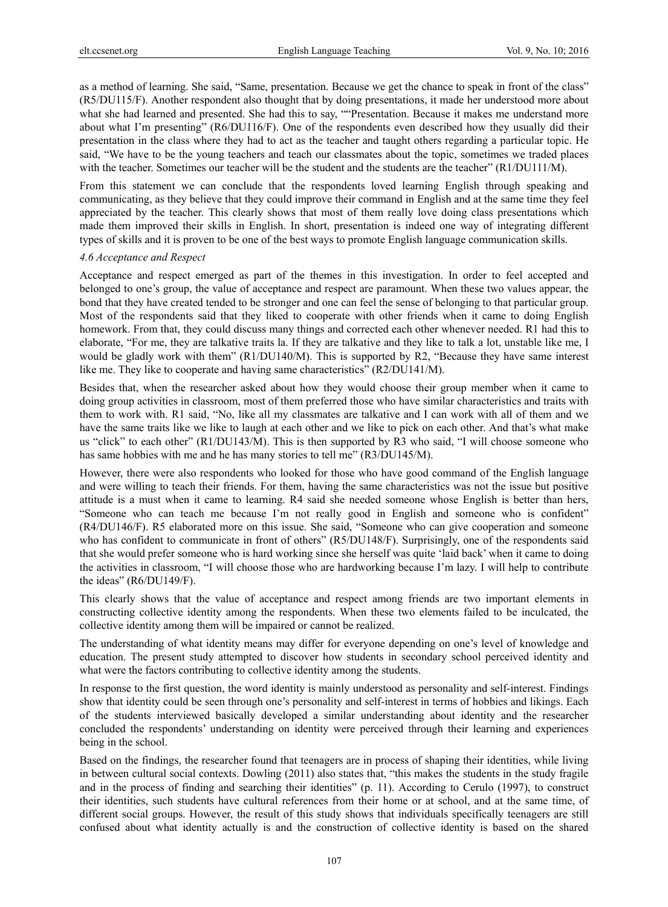as a method of learning. She said, "Same, presentation. Because we get the chance to speak in front of the class" (R5/DU115/F). Another respondent also thought that by doing presentations, it made her understood more about what she had learned and presented. She had this to say, ""Presentation. Because it makes me understand more about what I'm presenting" (R6/DU116/F). One of the respondents even described how they usually did their presentation in the class where they had to act as the teacher and taught others regarding a particular topic. He said, "We have to be the young teachers and teach our classmates about the topic, sometimes we traded places with the teacher. Sometimes our teacher will be the student and the students are the teacher" (R1/DU111/M).

From this statement we can conclude that the respondents loved learning English through speaking and communicating, as they believe that they could improve their command in English and at the same time they feel appreciated by the teacher. This clearly shows that most of them really love doing class presentations which made them improved their skills in English. In short, presentation is indeed one way of integrating different types of skills and it is proven to be one of the best ways to promote English language communication skills.

*4.6 Acceptance and Respect*

Acceptance and respect emerged as part of the themes in this investigation. In order to feel accepted and belonged to one's group, the value of acceptance and respect are paramount. When these two values appear, the bond that they have created tended to be stronger and one can feel the sense of belonging to that particular group. Most of the respondents said that they liked to cooperate with other friends when it came to doing English homework. From that, they could discuss many things and corrected each other whenever needed. R1 had this to elaborate, "For me, they are talkative traits la. If they are talkative and they like to talk a lot, unstable like me, I would be gladly work with them" (R1/DU140/M). This is supported by R2, "Because they have same interest like me. They like to cooperate and having same characteristics" (R2/DU141/M).

Besides that, when the researcher asked about how they would choose their group member when it came to doing group activities in classroom, most of them preferred those who have similar characteristics and traits with them to work with. R1 said, "No, like all my classmates are talkative and I can work with all of them and we have the same traits like we like to laugh at each other and we like to pick on each other. And that's what make us "click" to each other" (R1/DU143/M). This is then supported by R3 who said, "I will choose someone who has same hobbies with me and he has many stories to tell me" (R3/DU145/M).

However, there were also respondents who looked for those who have good command of the English language and were willing to teach their friends. For them, having the same characteristics was not the issue but positive attitude is a must when it came to learning. R4 said she needed someone whose English is better than hers, "Someone who can teach me because I'm not really good in English and someone who is confident" (R4/DU146/F). R5 elaborated more on this issue. She said, "Someone who can give cooperation and someone who has confident to communicate in front of others" (R5/DU148/F). Surprisingly, one of the respondents said that she would prefer someone who is hard working since she herself was quite 'laid back' when it came to doing the activities in classroom, "I will choose those who are hardworking because I'm lazy. I will help to contribute the ideas" (R6/DU149/F).

This clearly shows that the value of acceptance and respect among friends are two important elements in constructing collective identity among the respondents. When these two elements failed to be inculcated, the collective identity among them will be impaired or cannot be realized.

The understanding of what identity means may differ for everyone depending on one's level of knowledge and education. The present study attempted to discover how students in secondary school perceived identity and what were the factors contributing to collective identity among the students.

In response to the first question, the word identity is mainly understood as personality and self-interest. Findings show that identity could be seen through one's personality and self-interest in terms of hobbies and likings. Each of the students interviewed basically developed a similar understanding about identity and the researcher concluded the respondents' understanding on identity were perceived through their learning and experiences being in the school.

Based on the findings, the researcher found that teenagers are in process of shaping their identities, while living in between cultural social contexts. Dowling (2011) also states that, "this makes the students in the study fragile and in the process of finding and searching their identities" (p. 11). According to Cerulo (1997), to construct their identities, such students have cultural references from their home or at school, and at the same time, of different social groups. However, the result of this study shows that individuals specifically teenagers are still confused about what identity actually is and the construction of collective identity is based on the shared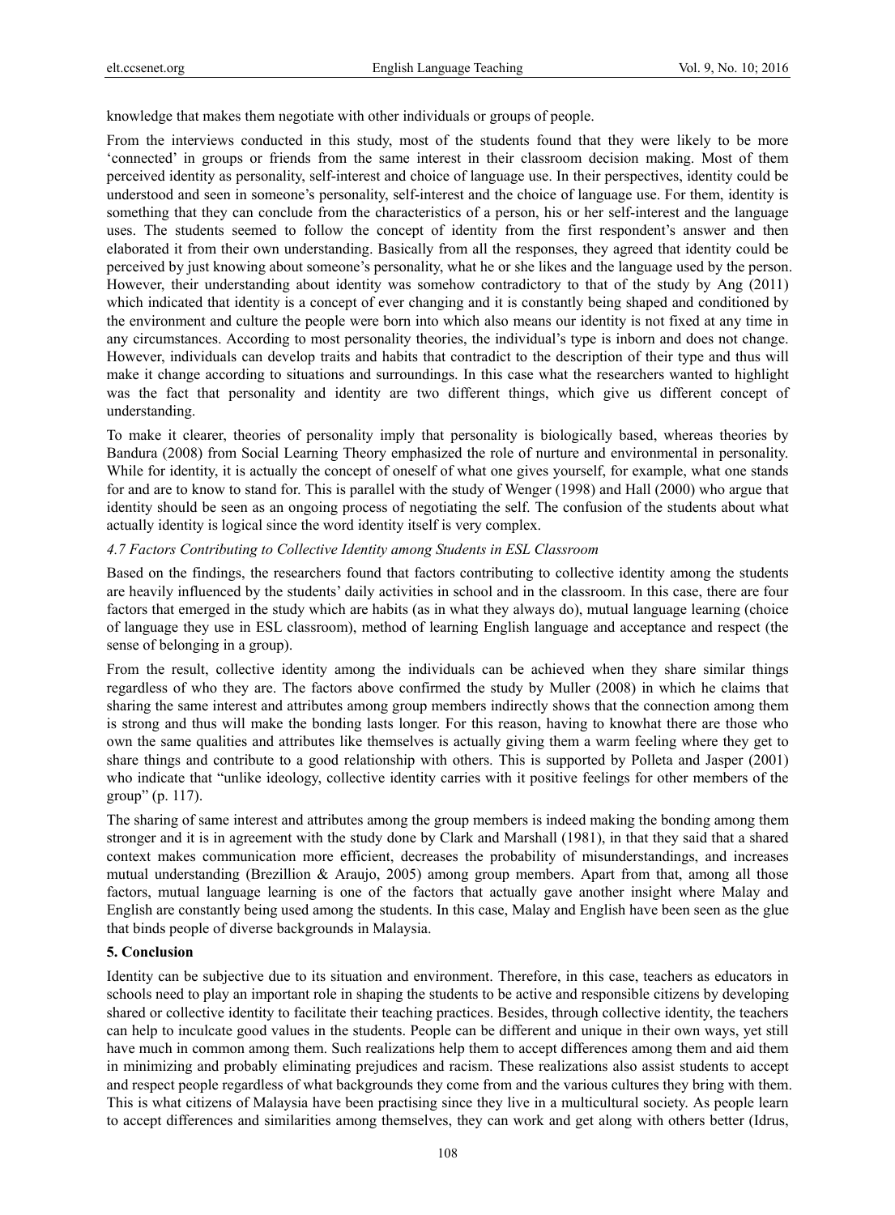knowledge that makes them negotiate with other individuals or groups of people.

From the interviews conducted in this study, most of the students found that they were likely to be more 'connected' in groups or friends from the same interest in their classroom decision making. Most of them perceived identity as personality, self-interest and choice of language use. In their perspectives, identity could be understood and seen in someone's personality, self-interest and the choice of language use. For them, identity is something that they can conclude from the characteristics of a person, his or her self-interest and the language uses. The students seemed to follow the concept of identity from the first respondent's answer and then elaborated it from their own understanding. Basically from all the responses, they agreed that identity could be perceived by just knowing about someone's personality, what he or she likes and the language used by the person. However, their understanding about identity was somehow contradictory to that of the study by Ang (2011) which indicated that identity is a concept of ever changing and it is constantly being shaped and conditioned by the environment and culture the people were born into which also means our identity is not fixed at any time in any circumstances. According to most personality theories, the individual's type is inborn and does not change. However, individuals can develop traits and habits that contradict to the description of their type and thus will make it change according to situations and surroundings. In this case what the researchers wanted to highlight was the fact that personality and identity are two different things, which give us different concept of understanding.

To make it clearer, theories of personality imply that personality is biologically based, whereas theories by Bandura (2008) from Social Learning Theory emphasized the role of nurture and environmental in personality. While for identity, it is actually the concept of oneself of what one gives yourself, for example, what one stands for and are to know to stand for. This is parallel with the study of Wenger (1998) and Hall (2000) who argue that identity should be seen as an ongoing process of negotiating the self. The confusion of the students about what actually identity is logical since the word identity itself is very complex.

### *4.7 Factors Contributing to Collective Identity among Students in ESL Classroom*

Based on the findings, the researchers found that factors contributing to collective identity among the students are heavily influenced by the students' daily activities in school and in the classroom. In this case, there are four factors that emerged in the study which are habits (as in what they always do), mutual language learning (choice of language they use in ESL classroom), method of learning English language and acceptance and respect (the sense of belonging in a group).

From the result, collective identity among the individuals can be achieved when they share similar things regardless of who they are. The factors above confirmed the study by Muller (2008) in which he claims that sharing the same interest and attributes among group members indirectly shows that the connection among them is strong and thus will make the bonding lasts longer. For this reason, having to knowhat there are those who own the same qualities and attributes like themselves is actually giving them a warm feeling where they get to share things and contribute to a good relationship with others. This is supported by Polleta and Jasper (2001) who indicate that "unlike ideology, collective identity carries with it positive feelings for other members of the group" (p. 117).

The sharing of same interest and attributes among the group members is indeed making the bonding among them stronger and it is in agreement with the study done by Clark and Marshall (1981), in that they said that a shared context makes communication more efficient, decreases the probability of misunderstandings, and increases mutual understanding (Brezillion & Araujo, 2005) among group members. Apart from that, among all those factors, mutual language learning is one of the factors that actually gave another insight where Malay and English are constantly being used among the students. In this case, Malay and English have been seen as the glue that binds people of diverse backgrounds in Malaysia.

## 5. Conclusion

Identity can be subjective due to its situation and environment. Therefore, in this case, teachers as educators in schools need to play an important role in shaping the students to be active and responsible citizens by developing shared or collective identity to facilitate their teaching practices. Besides, through collective identity, the teachers can help to inculcate good values in the students. People can be different and unique in their own ways, yet still have much in common among them. Such realizations help them to accept differences among them and aid them in minimizing and probably eliminating prejudices and racism. These realizations also assist students to accept and respect people regardless of what backgrounds they come from and the various cultures they bring with them. This is what citizens of Malaysia have been practising since they live in a multicultural society. As people learn to accept differences and similarities among themselves, they can work and get along with others better (Idrus,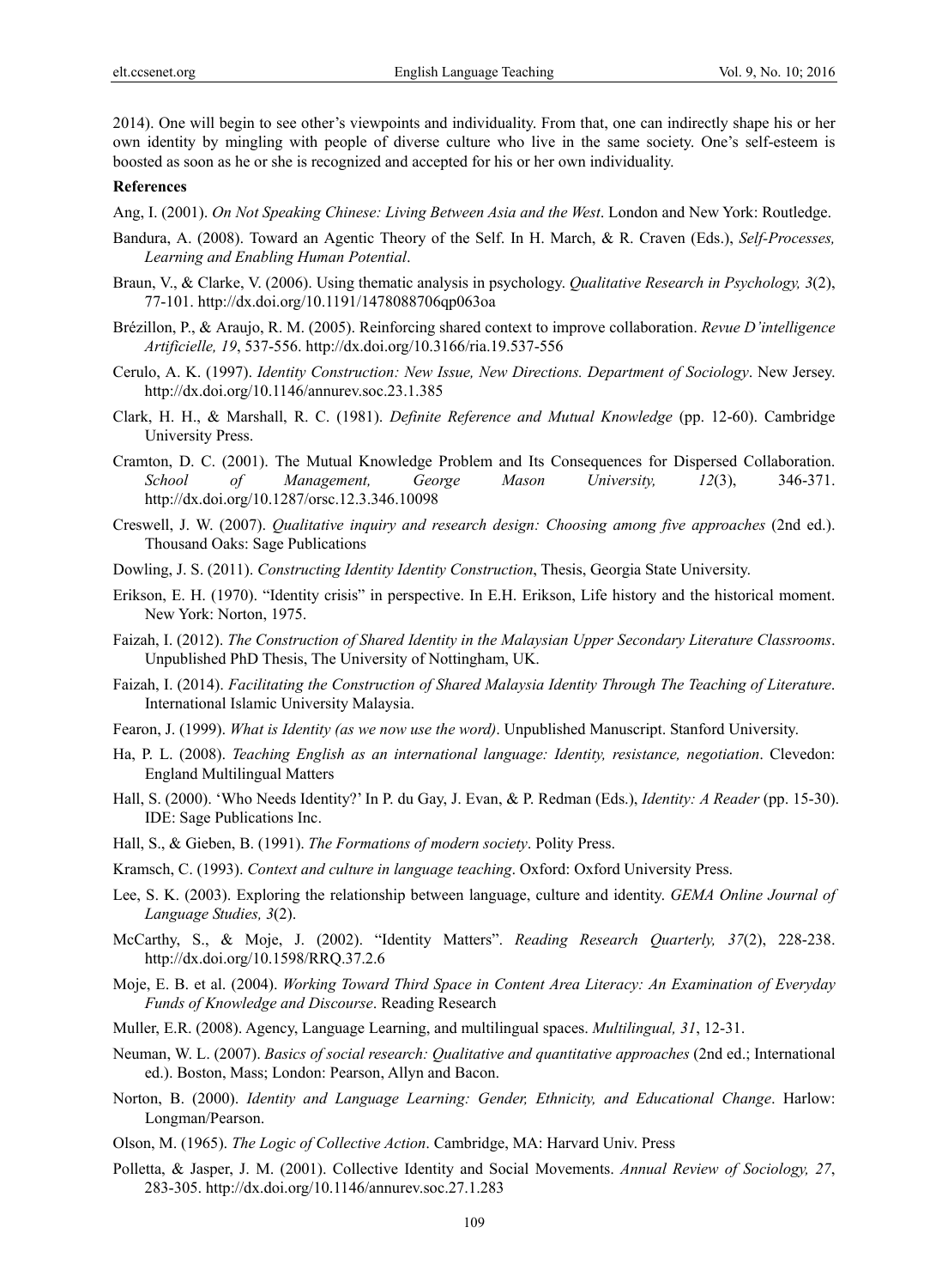2014). One will begin to see other's viewpoints and individuality. From that, one can indirectly shape his or her own identity by mingling with people of diverse culture who live in the same society. One's self-esteem is boosted as soon as he or she is recognized and accepted for his or her own individuality.

**References**

Ang, I. (2001). *On Not Speaking Chinese: Living Between Asia and the West*. London and New York: Routledge.

Bandura, A. (2008). Toward an Agentic Theory of the Self. In H. March, & R. Craven (Eds.), *Self-Processes, Learning and Enabling Human Potential*.

Braun, V., & Clarke, V. (2006). Using thematic analysis in psychology. *Qualitative Research in Psychology, 3*(2), 77-101. http://dx.doi.org/10.1191/1478088706qp063oa

Brézillon, P., & Araujo, R. M. (2005). Reinforcing shared context to improve collaboration. *Revue D'intelligence Artificielle, 19*, 537-556. http://dx.doi.org/10.3166/ria.19.537-556

Cerulo, A. K. (1997). *Identity Construction: New Issue, New Directions. Department of Sociology*. New Jersey. http://dx.doi.org/10.1146/annurev.soc.23.1.385

Clark, H. H., & Marshall, R. C. (1981). *Definite Reference and Mutual Knowledge* (pp. 12-60). Cambridge University Press.

Cramton, D. C. (2001). The Mutual Knowledge Problem and Its Consequences for Dispersed Collaboration. *School of Management, George Mason University, 12*(3), 346-371. http://dx.doi.org/10.1287/orsc.12.3.346.10098

Creswell, J. W. (2007). *Qualitative inquiry and research design: Choosing among five approaches* (2nd ed.). Thousand Oaks: Sage Publications

Dowling, J. S. (2011). *Constructing Identity Identity Construction*, Thesis, Georgia State University.

Erikson, E. H. (1970). "Identity crisis" in perspective. In E.H. Erikson, Life history and the historical moment. New York: Norton, 1975.

Faizah, I. (2012). *The Construction of Shared Identity in the Malaysian Upper Secondary Literature Classrooms*. Unpublished PhD Thesis, The University of Nottingham, UK.

Faizah, I. (2014). *Facilitating the Construction of Shared Malaysia Identity Through The Teaching of Literature*. International Islamic University Malaysia.

Fearon, J. (1999). *What is Identity (as we now use the word)*. Unpublished Manuscript. Stanford University.

Ha, P. L. (2008). *Teaching English as an international language: Identity, resistance, negotiation*. Clevedon: England Multilingual Matters

Hall, S. (2000). 'Who Needs Identity?' In P. du Gay, J. Evan, & P. Redman (Eds.), *Identity: A Reader* (pp. 15-30). IDE: Sage Publications Inc.

Hall, S., & Gieben, B. (1991). *The Formations of modern society*. Polity Press.

Kramsch, C. (1993). *Context and culture in language teaching*. Oxford: Oxford University Press.

Lee, S. K. (2003). Exploring the relationship between language, culture and identity. *GEMA Online Journal of Language Studies, 3*(2).

McCarthy, S., & Moje, J. (2002). "Identity Matters". *Reading Research Quarterly, 37*(2), 228-238. http://dx.doi.org/10.1598/RRQ.37.2.6

Moje, E. B. et al. (2004). *Working Toward Third Space in Content Area Literacy: An Examination of Everyday Funds of Knowledge and Discourse*. Reading Research

Muller, E.R. (2008). Agency, Language Learning, and multilingual spaces. *Multilingual, 31*, 12-31.

Neuman, W. L. (2007). *Basics of social research: Qualitative and quantitative approaches* (2nd ed.; International ed.). Boston, Mass; London: Pearson, Allyn and Bacon.

Norton, B. (2000). *Identity and Language Learning: Gender, Ethnicity, and Educational Change*. Harlow: Longman/Pearson.

Olson, M. (1965). *The Logic of Collective Action*. Cambridge, MA: Harvard Univ. Press

Polletta, & Jasper, J. M. (2001). Collective Identity and Social Movements. *Annual Review of Sociology, 27*, 283-305. http://dx.doi.org/10.1146/annurev.soc.27.1.283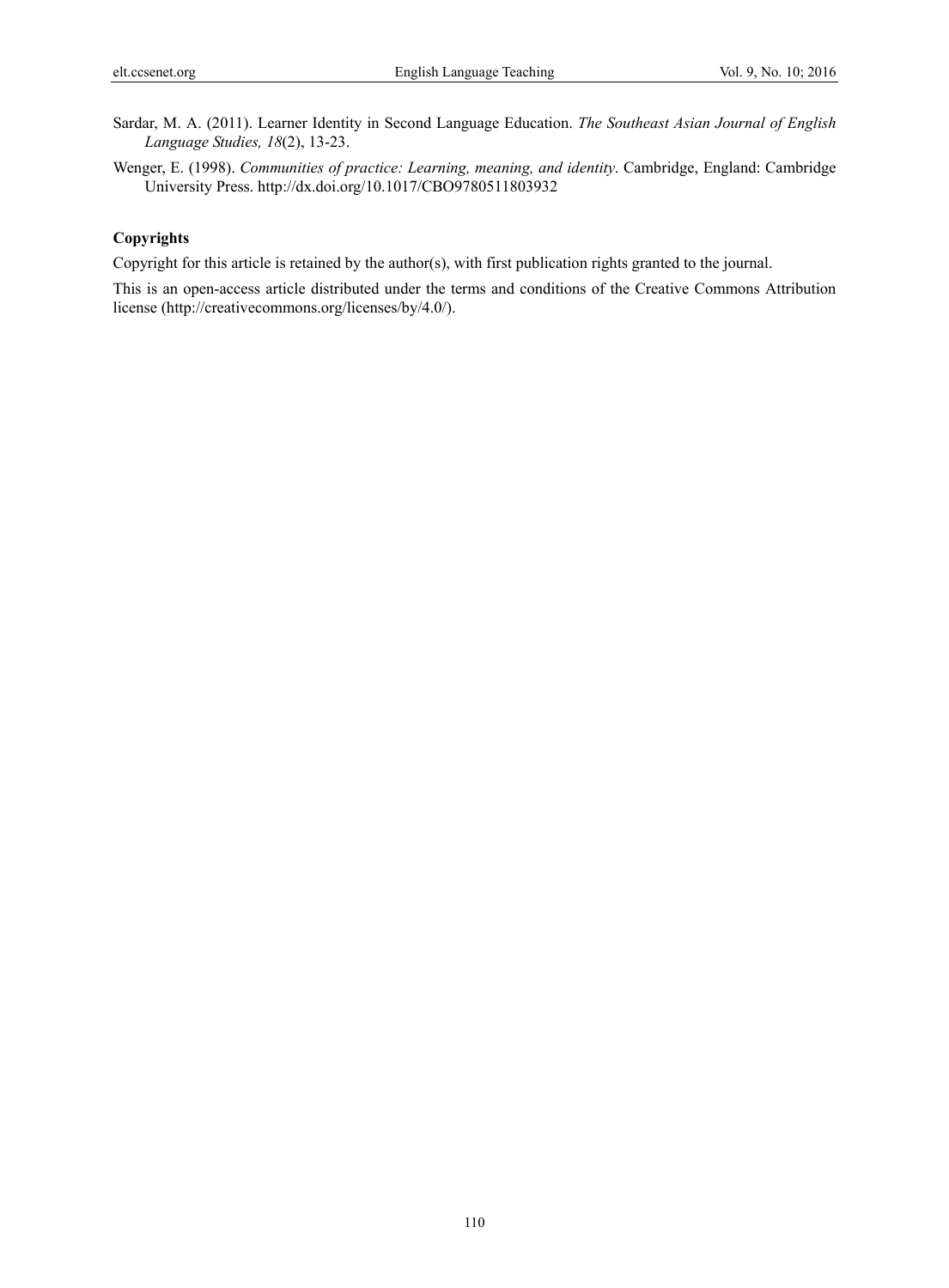Sardar, M. A. (2011). Learner Identity in Second Language Education. *The Southeast Asian Journal of English Language Studies, 18*(2), 13-23.

Wenger, E. (1998). *Communities of practice: Learning, meaning, and identity*. Cambridge, England: Cambridge University Press. http://dx.doi.org/10.1017/CBO9780511803932

**Copyrights**

Copyright for this article is retained by the author(s), with first publication rights granted to the journal.

This is an open-access article distributed under the terms and conditions of the Creative Commons Attribution license (http://creativecommons.org/licenses/by/4.0/).